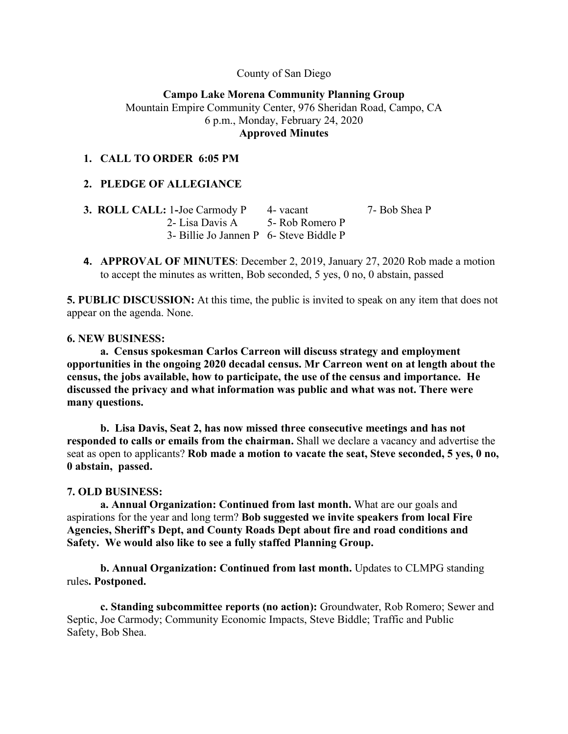County of San Diego

**Campo Lake Morena Community Planning Group**
Mountain Empire Community Center, 976 Sheridan Road, Campo, CA
6 p.m., Monday, February 24, 2020
**Approved Minutes**

1. **CALL TO ORDER 6:05 PM**

2. **PLEDGE OF ALLEGIANCE**

3. **ROLL CALL:** 1-Joe Carmody P 4- vacant 7- Bob Shea P
   2- Lisa Davis A 5- Rob Romero P
   3- Billie Jo Jannen P 6- Steve Biddle P

4. **APPROVAL OF MINUTES**: December 2, 2019, January 27, 2020 Rob made a motion to accept the minutes as written, Bob seconded, 5 yes, 0 no, 0 abstain, passed

**5. PUBLIC DISCUSSION:** At this time, the public is invited to speak on any item that does not appear on the agenda. None.

**6. NEW BUSINESS:**

**a. Census spokesman Carlos Carreon will discuss strategy and employment opportunities in the ongoing 2020 decadal census. Mr Carreon went on at length about the census, the jobs available, how to participate, the use of the census and importance. He discussed the privacy and what information was public and what was not. There were many questions.**

**b. Lisa Davis, Seat 2, has now missed three consecutive meetings and has not responded to calls or emails from the chairman.** Shall we declare a vacancy and advertise the seat as open to applicants? **Rob made a motion to vacate the seat, Steve seconded, 5 yes, 0 no, 0 abstain, passed.**

**7. OLD BUSINESS:**

**a. Annual Organization: Continued from last month.** What are our goals and aspirations for the year and long term? **Bob suggested we invite speakers from local Fire Agencies, Sheriff's Dept, and County Roads Dept about fire and road conditions and Safety. We would also like to see a fully staffed Planning Group.**

**b. Annual Organization: Continued from last month.** Updates to CLMPG standing rules**. Postponed.**

**c. Standing subcommittee reports (no action):** Groundwater, Rob Romero; Sewer and Septic, Joe Carmody; Community Economic Impacts, Steve Biddle; Traffic and Public Safety, Bob Shea.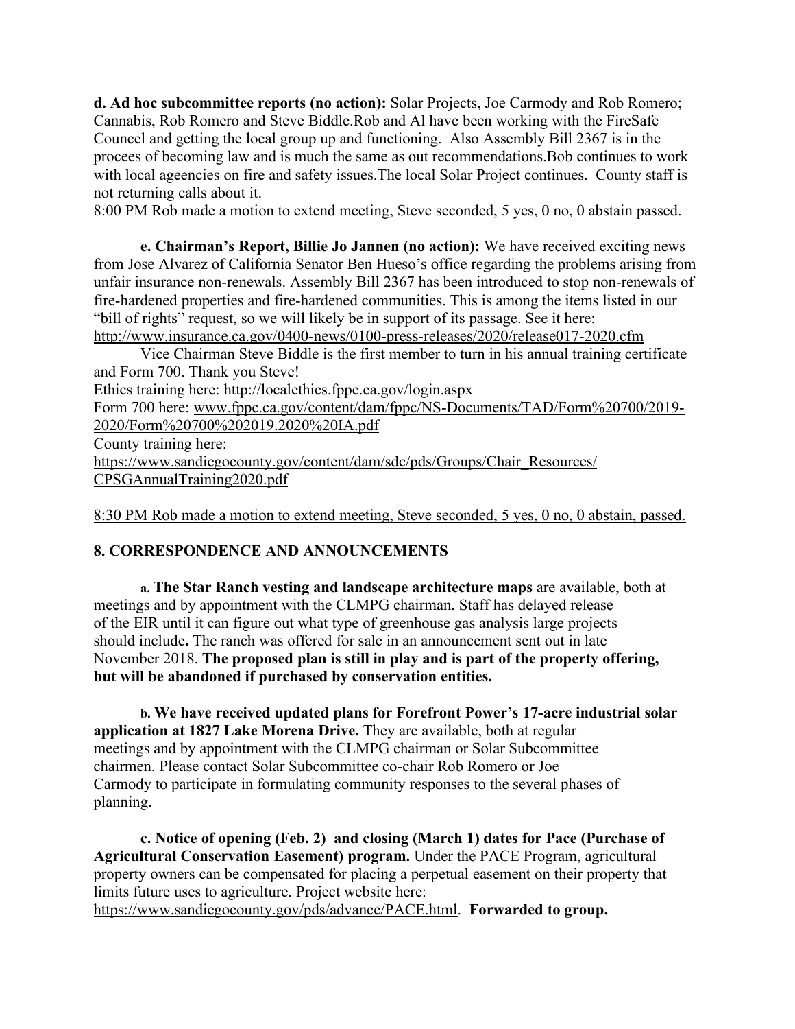**d. Ad hoc subcommittee reports (no action):** Solar Projects, Joe Carmody and Rob Romero; Cannabis, Rob Romero and Steve Biddle.Rob and Al have been working with the FireSafe Councel and getting the local group up and functioning. Also Assembly Bill 2367 is in the procees of becoming law and is much the same as out recommendations.Bob continues to work with local ageencies on fire and safety issues.The local Solar Project continues. County staff is not returning calls about it.

8:00 PM Rob made a motion to extend meeting, Steve seconded, 5 yes, 0 no, 0 abstain passed.

**e. Chairman's Report, Billie Jo Jannen (no action):** We have received exciting news from Jose Alvarez of California Senator Ben Hueso's office regarding the problems arising from unfair insurance non-renewals. Assembly Bill 2367 has been introduced to stop non-renewals of fire-hardened properties and fire-hardened communities. This is among the items listed in our "bill of rights" request, so we will likely be in support of its passage. See it here: http://www.insurance.ca.gov/0400-news/0100-press-releases/2020/release017-2020.cfm

Vice Chairman Steve Biddle is the first member to turn in his annual training certificate and Form 700. Thank you Steve!

Ethics training here: http://localethics.fppc.ca.gov/login.aspx

Form 700 here: www.fppc.ca.gov/content/dam/fppc/NS-Documents/TAD/Form%20700/2019-2020/Form%20700%202019.2020%20IA.pdf

County training here: https://www.sandiegocounty.gov/content/dam/sdc/pds/Groups/Chair_Resources/CPSGAnnualTraining2020.pdf

8:30 PM Rob made a motion to extend meeting, Steve seconded, 5 yes, 0 no, 0 abstain, passed.

## 8. CORRESPONDENCE AND ANNOUNCEMENTS

**a. The Star Ranch vesting and landscape architecture maps** are available, both at meetings and by appointment with the CLMPG chairman. Staff has delayed release of the EIR until it can figure out what type of greenhouse gas analysis large projects should include**.** The ranch was offered for sale in an announcement sent out in late November 2018. **The proposed plan is still in play and is part of the property offering, but will be abandoned if purchased by conservation entities.**

**b. We have received updated plans for Forefront Power's 17-acre industrial solar application at 1827 Lake Morena Drive.** They are available, both at regular meetings and by appointment with the CLMPG chairman or Solar Subcommittee chairmen. Please contact Solar Subcommittee co-chair Rob Romero or Joe Carmody to participate in formulating community responses to the several phases of planning.

**c. Notice of opening (Feb. 2) and closing (March 1) dates for Pace (Purchase of Agricultural Conservation Easement) program.** Under the PACE Program, agricultural property owners can be compensated for placing a perpetual easement on their property that limits future uses to agriculture. Project website here: https://www.sandiegocounty.gov/pds/advance/PACE.html. **Forwarded to group.**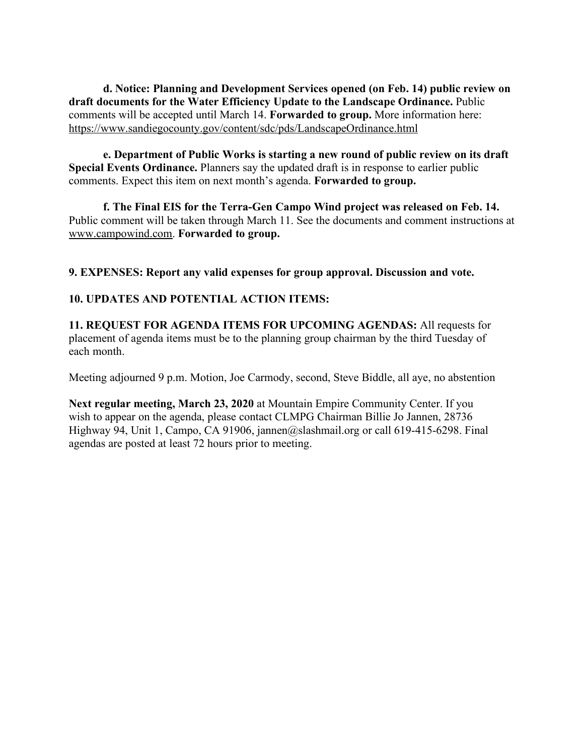**d. Notice: Planning and Development Services opened (on Feb. 14) public review on draft documents for the Water Efficiency Update to the Landscape Ordinance.** Public comments will be accepted until March 14. **Forwarded to group.** More information here: https://www.sandiegocounty.gov/content/sdc/pds/LandscapeOrdinance.html

**e. Department of Public Works is starting a new round of public review on its draft Special Events Ordinance.** Planners say the updated draft is in response to earlier public comments. Expect this item on next month's agenda. **Forwarded to group.**

**f. The Final EIS for the Terra-Gen Campo Wind project was released on Feb. 14.** Public comment will be taken through March 11. See the documents and comment instructions at www.campowind.com. **Forwarded to group.**

**9. EXPENSES: Report any valid expenses for group approval. Discussion and vote.**

**10. UPDATES AND POTENTIAL ACTION ITEMS:**

**11. REQUEST FOR AGENDA ITEMS FOR UPCOMING AGENDAS:** All requests for placement of agenda items must be to the planning group chairman by the third Tuesday of each month.

Meeting adjourned 9 p.m. Motion, Joe Carmody, second, Steve Biddle, all aye, no abstention

**Next regular meeting, March 23, 2020** at Mountain Empire Community Center. If you wish to appear on the agenda, please contact CLMPG Chairman Billie Jo Jannen, 28736 Highway 94, Unit 1, Campo, CA 91906, jannen@slashmail.org or call 619-415-6298. Final agendas are posted at least 72 hours prior to meeting.